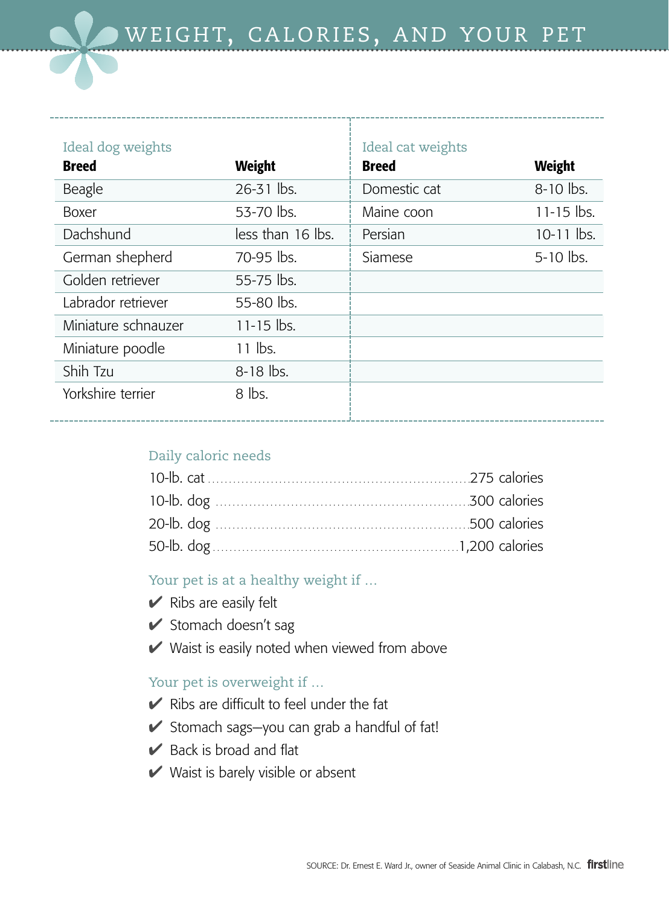# WEIGHT, CALORIES, AND YOUR PET

### Ideal dog weights

| Breed | Weight |
|---|---|
| Beagle | 26-31 lbs. |
| Boxer | 53-70 lbs. |
| Dachshund | less than 16 lbs. |
| German shepherd | 70-95 lbs. |
| Golden retriever | 55-75 lbs. |
| Labrador retriever | 55-80 lbs. |
| Miniature schnauzer | 11-15 lbs. |
| Miniature poodle | 11 lbs. |
| Shih Tzu | 8-18 lbs. |
| Yorkshire terrier | 8 lbs. |

### Ideal cat weights

| Breed | Weight |
|---|---|
| Domestic cat | 8-10 lbs. |
| Maine coon | 11-15 lbs. |
| Persian | 10-11 lbs. |
| Siamese | 5-10 lbs. |

### Daily caloric needs

- 10-lb. cat ............ 275 calories
- 10-lb. dog ............ 300 calories
- 20-lb. dog ............ 500 calories
- 50-lb. dog ............ 1,200 calories

### Your pet is at a healthy weight if ...

- ✔ Ribs are easily felt
- ✔ Stomach doesn't sag
- ✔ Waist is easily noted when viewed from above

### Your pet is overweight if ...

- ✔ Ribs are difficult to feel under the fat
- ✔ Stomach sags—you can grab a handful of fat!
- ✔ Back is broad and flat
- ✔ Waist is barely visible or absent

SOURCE: Dr. Ernest E. Ward Jr., owner of Seaside Animal Clinic in Calabash, N.C. firstline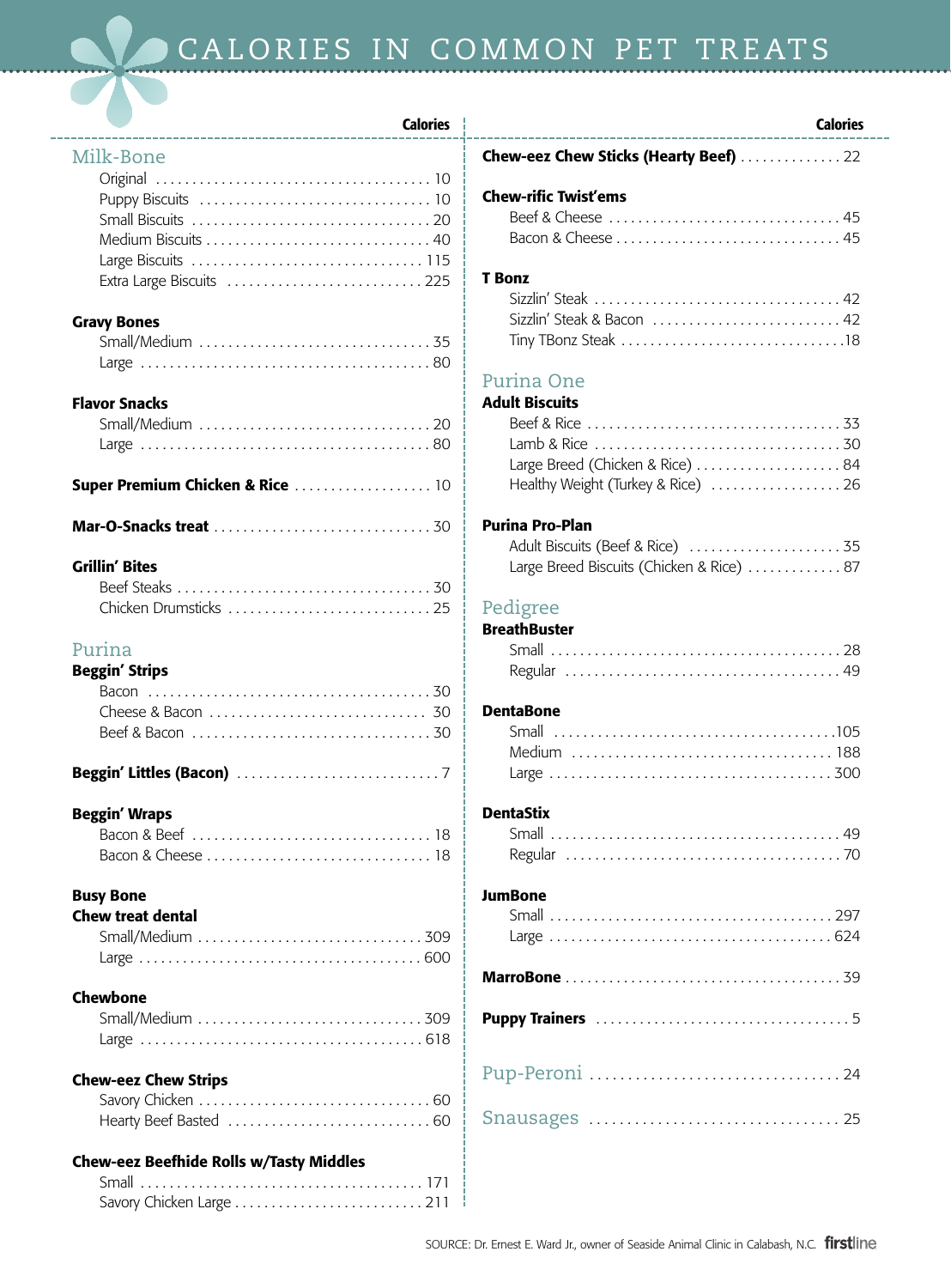# CALORIES IN COMMON PET TREATS

| | Calories |
|---|---|
| **Milk-Bone** | |
| Original | 10 |
| Puppy Biscuits | 10 |
| Small Biscuits | 20 |
| Medium Biscuits | 40 |
| Large Biscuits | 115 |
| Extra Large Biscuits | 225 |
| **Gravy Bones** | |
| Small/Medium | 35 |
| Large | 80 |
| **Flavor Snacks** | |
| Small/Medium | 20 |
| Large | 80 |
| **Super Premium Chicken & Rice** | 10 |
| **Mar-O-Snacks treat** | 30 |
| **Grillin' Bites** | |
| Beef Steaks | 30 |
| Chicken Drumsticks | 25 |
| **Purina** | |
| **Beggin' Strips** | |
| Bacon | 30 |
| Cheese & Bacon | 30 |
| Beef & Bacon | 30 |
| **Beggin' Littles (Bacon)** | 7 |
| **Beggin' Wraps** | |
| Bacon & Beef | 18 |
| Bacon & Cheese | 18 |
| **Busy Bone Chew treat dental** | |
| Small/Medium | 309 |
| Large | 600 |
| **Chewbone** | |
| Small/Medium | 309 |
| Large | 618 |
| **Chew-eez Chew Strips** | |
| Savory Chicken | 60 |
| Hearty Beef Basted | 60 |
| **Chew-eez Beefhide Rolls w/Tasty Middles** | |
| Small | 171 |
| Savory Chicken Large | 211 |

| | Calories |
|---|---|
| **Chew-eez Chew Sticks (Hearty Beef)** | 22 |
| **Chew-rific Twist'ems** | |
| Beef & Cheese | 45 |
| Bacon & Cheese | 45 |
| **T Bonz** | |
| Sizzlin' Steak | 42 |
| Sizzlin' Steak & Bacon | 42 |
| Tiny TBonz Steak | 18 |
| **Purina One** | |
| **Adult Biscuits** | |
| Beef & Rice | 33 |
| Lamb & Rice | 30 |
| Large Breed (Chicken & Rice) | 84 |
| Healthy Weight (Turkey & Rice) | 26 |
| **Purina Pro-Plan** | |
| Adult Biscuits (Beef & Rice) | 35 |
| Large Breed Biscuits (Chicken & Rice) | 87 |
| **Pedigree** | |
| **BreathBuster** | |
| Small | 28 |
| Regular | 49 |
| **DentaBone** | |
| Small | 105 |
| Medium | 188 |
| Large | 300 |
| **DentaStix** | |
| Small | 49 |
| Regular | 70 |
| **JumBone** | |
| Small | 297 |
| Large | 624 |
| **MarroBone** | 39 |
| **Puppy Trainers** | 5 |
| **Pup-Peroni** | 24 |
| **Snausages** | 25 |

SOURCE: Dr. Ernest E. Ward Jr., owner of Seaside Animal Clinic in Calabash, N.C. firstline